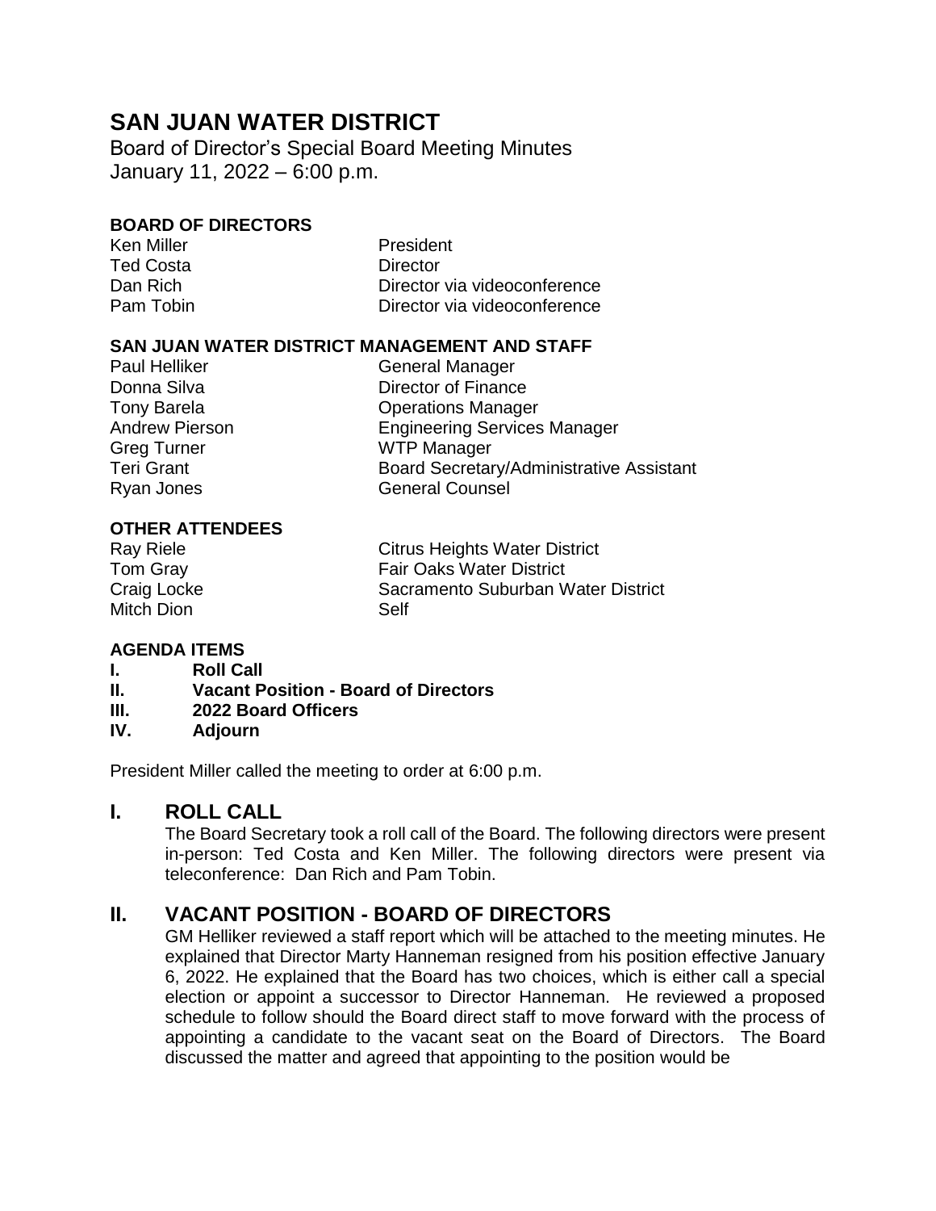# SAN JUAN WATER DISTRICT

Board of Director's Special Board Meeting Minutes
January 11, 2022 – 6:00 p.m.

### BOARD OF DIRECTORS

| | |
|---|---|
| Ken Miller | President |
| Ted Costa | Director |
| Dan Rich | Director via videoconference |
| Pam Tobin | Director via videoconference |

### SAN JUAN WATER DISTRICT MANAGEMENT AND STAFF

| | |
|---|---|
| Paul Helliker | General Manager |
| Donna Silva | Director of Finance |
| Tony Barela | Operations Manager |
| Andrew Pierson | Engineering Services Manager |
| Greg Turner | WTP Manager |
| Teri Grant | Board Secretary/Administrative Assistant |
| Ryan Jones | General Counsel |

### OTHER ATTENDEES

| | |
|---|---|
| Ray Riele | Citrus Heights Water District |
| Tom Gray | Fair Oaks Water District |
| Craig Locke | Sacramento Suburban Water District |
| Mitch Dion | Self |

### AGENDA ITEMS

- **I. Roll Call**
- **II. Vacant Position - Board of Directors**
- **III. 2022 Board Officers**
- **IV. Adjourn**

President Miller called the meeting to order at 6:00 p.m.

## I. ROLL CALL

The Board Secretary took a roll call of the Board. The following directors were present in-person: Ted Costa and Ken Miller. The following directors were present via teleconference: Dan Rich and Pam Tobin.

## II. VACANT POSITION - BOARD OF DIRECTORS

GM Helliker reviewed a staff report which will be attached to the meeting minutes. He explained that Director Marty Hanneman resigned from his position effective January 6, 2022. He explained that the Board has two choices, which is either call a special election or appoint a successor to Director Hanneman. He reviewed a proposed schedule to follow should the Board direct staff to move forward with the process of appointing a candidate to the vacant seat on the Board of Directors. The Board discussed the matter and agreed that appointing to the position would be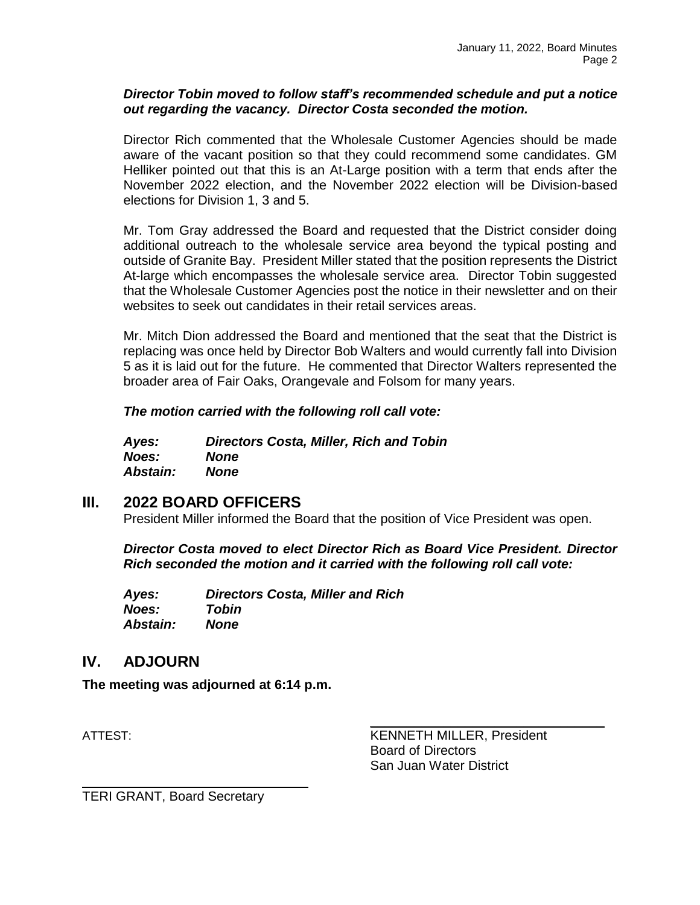***Director Tobin moved to follow staff's recommended schedule and put a notice out regarding the vacancy. Director Costa seconded the motion.***

Director Rich commented that the Wholesale Customer Agencies should be made aware of the vacant position so that they could recommend some candidates. GM Helliker pointed out that this is an At-Large position with a term that ends after the November 2022 election, and the November 2022 election will be Division-based elections for Division 1, 3 and 5.

Mr. Tom Gray addressed the Board and requested that the District consider doing additional outreach to the wholesale service area beyond the typical posting and outside of Granite Bay. President Miller stated that the position represents the District At-large which encompasses the wholesale service area. Director Tobin suggested that the Wholesale Customer Agencies post the notice in their newsletter and on their websites to seek out candidates in their retail services areas.

Mr. Mitch Dion addressed the Board and mentioned that the seat that the District is replacing was once held by Director Bob Walters and would currently fall into Division 5 as it is laid out for the future. He commented that Director Walters represented the broader area of Fair Oaks, Orangevale and Folsom for many years.

***The motion carried with the following roll call vote:***

***Ayes:*** ***Directors Costa, Miller, Rich and Tobin***
***Noes:*** ***None***
***Abstain:*** ***None***

## III. 2022 BOARD OFFICERS

President Miller informed the Board that the position of Vice President was open.

***Director Costa moved to elect Director Rich as Board Vice President. Director Rich seconded the motion and it carried with the following roll call vote:***

***Ayes:*** ***Directors Costa, Miller and Rich***
***Noes:*** ***Tobin***
***Abstain:*** ***None***

## IV. ADJOURN

**The meeting was adjourned at 6:14 p.m.**

ATTEST:

KENNETH MILLER, President
Board of Directors
San Juan Water District

TERI GRANT, Board Secretary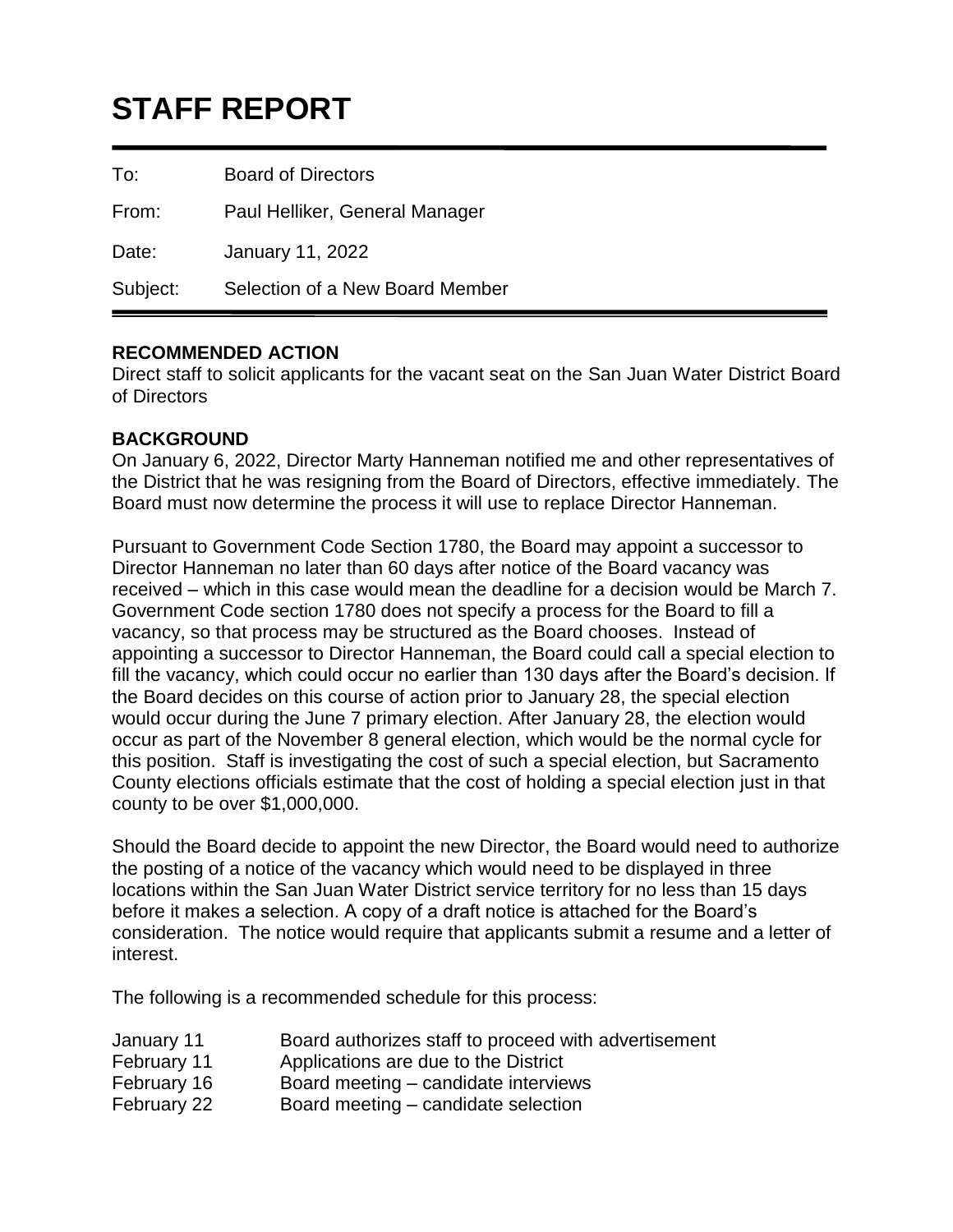# STAFF REPORT

| | |
|---|---|
| To: | Board of Directors |
| From: | Paul Helliker, General Manager |
| Date: | January 11, 2022 |
| Subject: | Selection of a New Board Member |

**RECOMMENDED ACTION**

Direct staff to solicit applicants for the vacant seat on the San Juan Water District Board of Directors

**BACKGROUND**

On January 6, 2022, Director Marty Hanneman notified me and other representatives of the District that he was resigning from the Board of Directors, effective immediately. The Board must now determine the process it will use to replace Director Hanneman.

Pursuant to Government Code Section 1780, the Board may appoint a successor to Director Hanneman no later than 60 days after notice of the Board vacancy was received – which in this case would mean the deadline for a decision would be March 7. Government Code section 1780 does not specify a process for the Board to fill a vacancy, so that process may be structured as the Board chooses. Instead of appointing a successor to Director Hanneman, the Board could call a special election to fill the vacancy, which could occur no earlier than 130 days after the Board's decision. If the Board decides on this course of action prior to January 28, the special election would occur during the June 7 primary election. After January 28, the election would occur as part of the November 8 general election, which would be the normal cycle for this position. Staff is investigating the cost of such a special election, but Sacramento County elections officials estimate that the cost of holding a special election just in that county to be over $1,000,000.

Should the Board decide to appoint the new Director, the Board would need to authorize the posting of a notice of the vacancy which would need to be displayed in three locations within the San Juan Water District service territory for no less than 15 days before it makes a selection. A copy of a draft notice is attached for the Board's consideration. The notice would require that applicants submit a resume and a letter of interest.

The following is a recommended schedule for this process:

| | |
|---|---|
| January 11 | Board authorizes staff to proceed with advertisement |
| February 11 | Applications are due to the District |
| February 16 | Board meeting – candidate interviews |
| February 22 | Board meeting – candidate selection |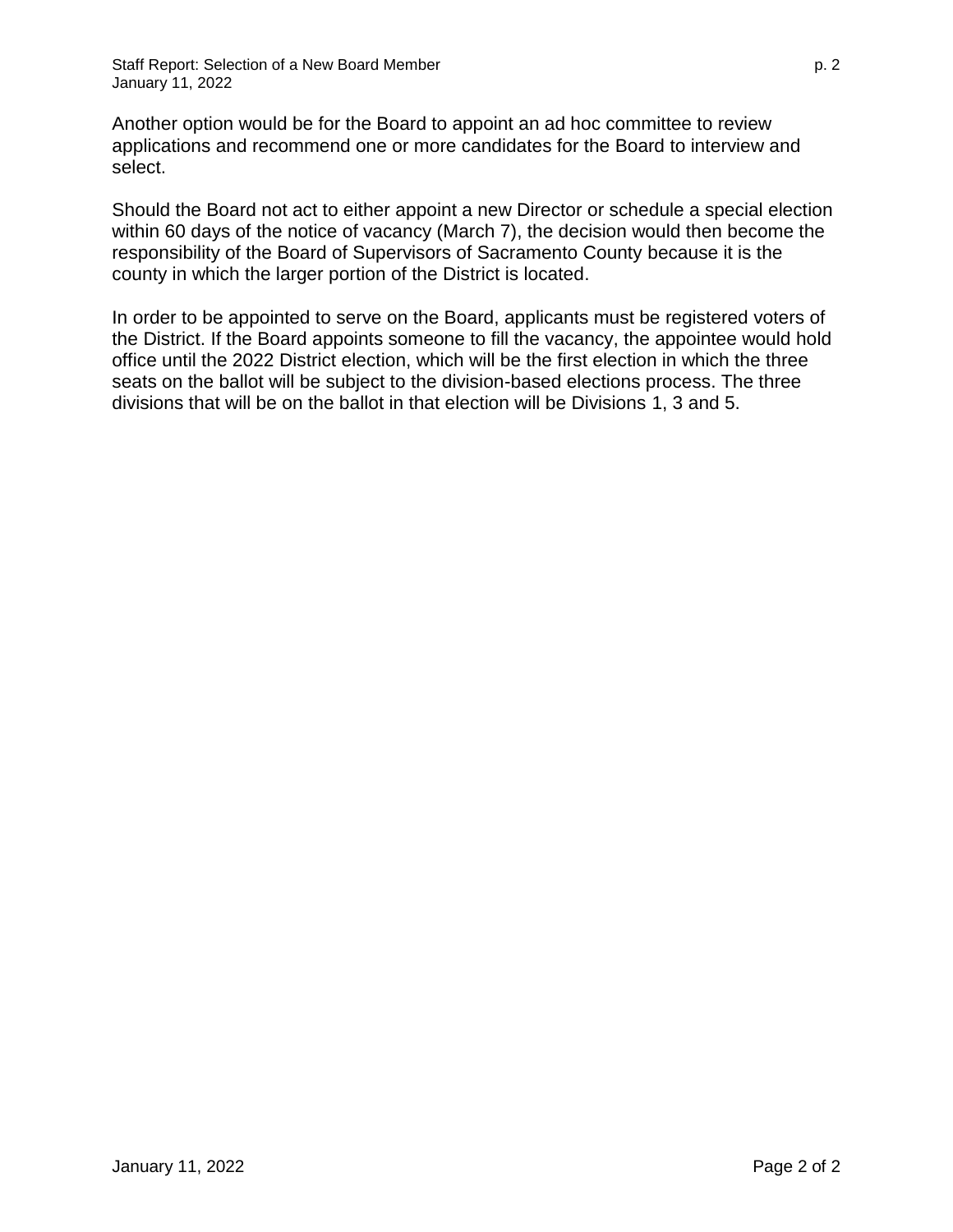Another option would be for the Board to appoint an ad hoc committee to review applications and recommend one or more candidates for the Board to interview and select.

Should the Board not act to either appoint a new Director or schedule a special election within 60 days of the notice of vacancy (March 7), the decision would then become the responsibility of the Board of Supervisors of Sacramento County because it is the county in which the larger portion of the District is located.

In order to be appointed to serve on the Board, applicants must be registered voters of the District. If the Board appoints someone to fill the vacancy, the appointee would hold office until the 2022 District election, which will be the first election in which the three seats on the ballot will be subject to the division-based elections process. The three divisions that will be on the ballot in that election will be Divisions 1, 3 and 5.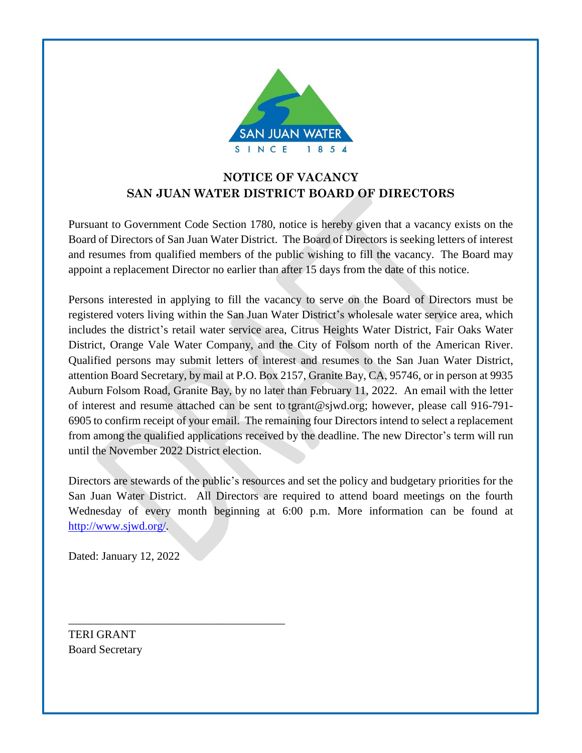SAN JUAN WATER

SINCE 1854

# NOTICE OF VACANCY
# SAN JUAN WATER DISTRICT BOARD OF DIRECTORS

Pursuant to Government Code Section 1780, notice is hereby given that a vacancy exists on the Board of Directors of San Juan Water District. The Board of Directors is seeking letters of interest and resumes from qualified members of the public wishing to fill the vacancy. The Board may appoint a replacement Director no earlier than after 15 days from the date of this notice.

Persons interested in applying to fill the vacancy to serve on the Board of Directors must be registered voters living within the San Juan Water District's wholesale water service area, which includes the district's retail water service area, Citrus Heights Water District, Fair Oaks Water District, Orange Vale Water Company, and the City of Folsom north of the American River. Qualified persons may submit letters of interest and resumes to the San Juan Water District, attention Board Secretary, by mail at P.O. Box 2157, Granite Bay, CA, 95746, or in person at 9935 Auburn Folsom Road, Granite Bay, by no later than February 11, 2022. An email with the letter of interest and resume attached can be sent to tgrant@sjwd.org; however, please call 916-791-6905 to confirm receipt of your email. The remaining four Directors intend to select a replacement from among the qualified applications received by the deadline. The new Director's term will run until the November 2022 District election.

Directors are stewards of the public's resources and set the policy and budgetary priorities for the San Juan Water District. All Directors are required to attend board meetings on the fourth Wednesday of every month beginning at 6:00 p.m. More information can be found at [http://www.sjwd.org/](http://www.sjwd.org/).

Dated: January 12, 2022

_____________________________________

TERI GRANT
Board Secretary

DRAFT